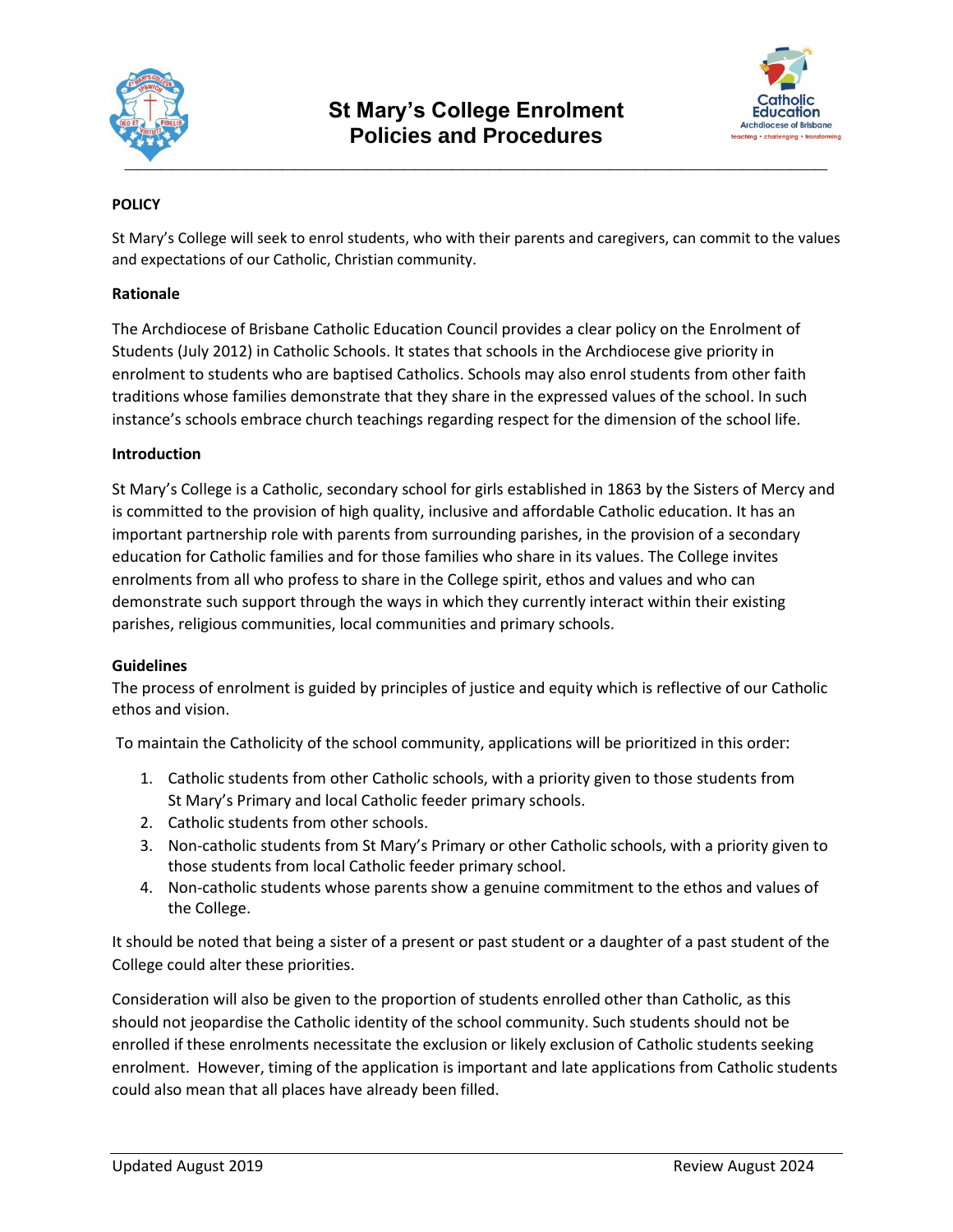# St Mary's College Enrolment Policies and Procedures

**POLICY**

St Mary's College will seek to enrol students, who with their parents and caregivers, can commit to the values and expectations of our Catholic, Christian community.

**Rationale**

The Archdiocese of Brisbane Catholic Education Council provides a clear policy on the Enrolment of Students (July 2012) in Catholic Schools. It states that schools in the Archdiocese give priority in enrolment to students who are baptised Catholics. Schools may also enrol students from other faith traditions whose families demonstrate that they share in the expressed values of the school. In such instance's schools embrace church teachings regarding respect for the dimension of the school life.

**Introduction**

St Mary's College is a Catholic, secondary school for girls established in 1863 by the Sisters of Mercy and is committed to the provision of high quality, inclusive and affordable Catholic education. It has an important partnership role with parents from surrounding parishes, in the provision of a secondary education for Catholic families and for those families who share in its values. The College invites enrolments from all who profess to share in the College spirit, ethos and values and who can demonstrate such support through the ways in which they currently interact within their existing parishes, religious communities, local communities and primary schools.

**Guidelines**

The process of enrolment is guided by principles of justice and equity which is reflective of our Catholic ethos and vision.

To maintain the Catholicity of the school community, applications will be prioritized in this order:

1. Catholic students from other Catholic schools, with a priority given to those students from St Mary's Primary and local Catholic feeder primary schools.
2. Catholic students from other schools.
3. Non-catholic students from St Mary's Primary or other Catholic schools, with a priority given to those students from local Catholic feeder primary school.
4. Non-catholic students whose parents show a genuine commitment to the ethos and values of the College.

It should be noted that being a sister of a present or past student or a daughter of a past student of the College could alter these priorities.

Consideration will also be given to the proportion of students enrolled other than Catholic, as this should not jeopardise the Catholic identity of the school community. Such students should not be enrolled if these enrolments necessitate the exclusion or likely exclusion of Catholic students seeking enrolment. However, timing of the application is important and late applications from Catholic students could also mean that all places have already been filled.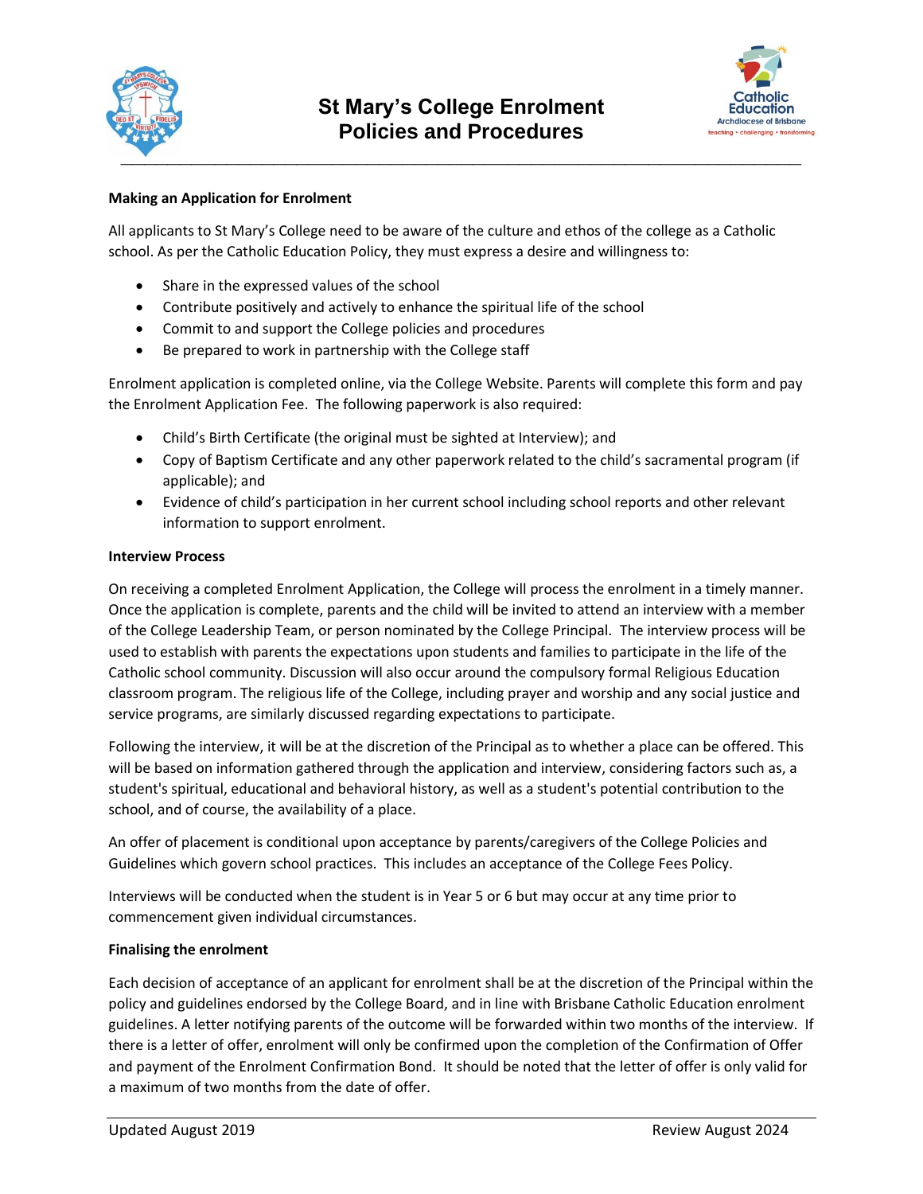### Making an Application for Enrolment

All applicants to St Mary's College need to be aware of the culture and ethos of the college as a Catholic school. As per the Catholic Education Policy, they must express a desire and willingness to:

- Share in the expressed values of the school
- Contribute positively and actively to enhance the spiritual life of the school
- Commit to and support the College policies and procedures
- Be prepared to work in partnership with the College staff

Enrolment application is completed online, via the College Website. Parents will complete this form and pay the Enrolment Application Fee. The following paperwork is also required:

- Child's Birth Certificate (the original must be sighted at Interview); and
- Copy of Baptism Certificate and any other paperwork related to the child's sacramental program (if applicable); and
- Evidence of child's participation in her current school including school reports and other relevant information to support enrolment.

### Interview Process

On receiving a completed Enrolment Application, the College will process the enrolment in a timely manner. Once the application is complete, parents and the child will be invited to attend an interview with a member of the College Leadership Team, or person nominated by the College Principal. The interview process will be used to establish with parents the expectations upon students and families to participate in the life of the Catholic school community. Discussion will also occur around the compulsory formal Religious Education classroom program. The religious life of the College, including prayer and worship and any social justice and service programs, are similarly discussed regarding expectations to participate.

Following the interview, it will be at the discretion of the Principal as to whether a place can be offered. This will be based on information gathered through the application and interview, considering factors such as, a student's spiritual, educational and behavioral history, as well as a student's potential contribution to the school, and of course, the availability of a place.

An offer of placement is conditional upon acceptance by parents/caregivers of the College Policies and Guidelines which govern school practices. This includes an acceptance of the College Fees Policy.

Interviews will be conducted when the student is in Year 5 or 6 but may occur at any time prior to commencement given individual circumstances.

### Finalising the enrolment

Each decision of acceptance of an applicant for enrolment shall be at the discretion of the Principal within the policy and guidelines endorsed by the College Board, and in line with Brisbane Catholic Education enrolment guidelines. A letter notifying parents of the outcome will be forwarded within two months of the interview. If there is a letter of offer, enrolment will only be confirmed upon the completion of the Confirmation of Offer and payment of the Enrolment Confirmation Bond. It should be noted that the letter of offer is only valid for a maximum of two months from the date of offer.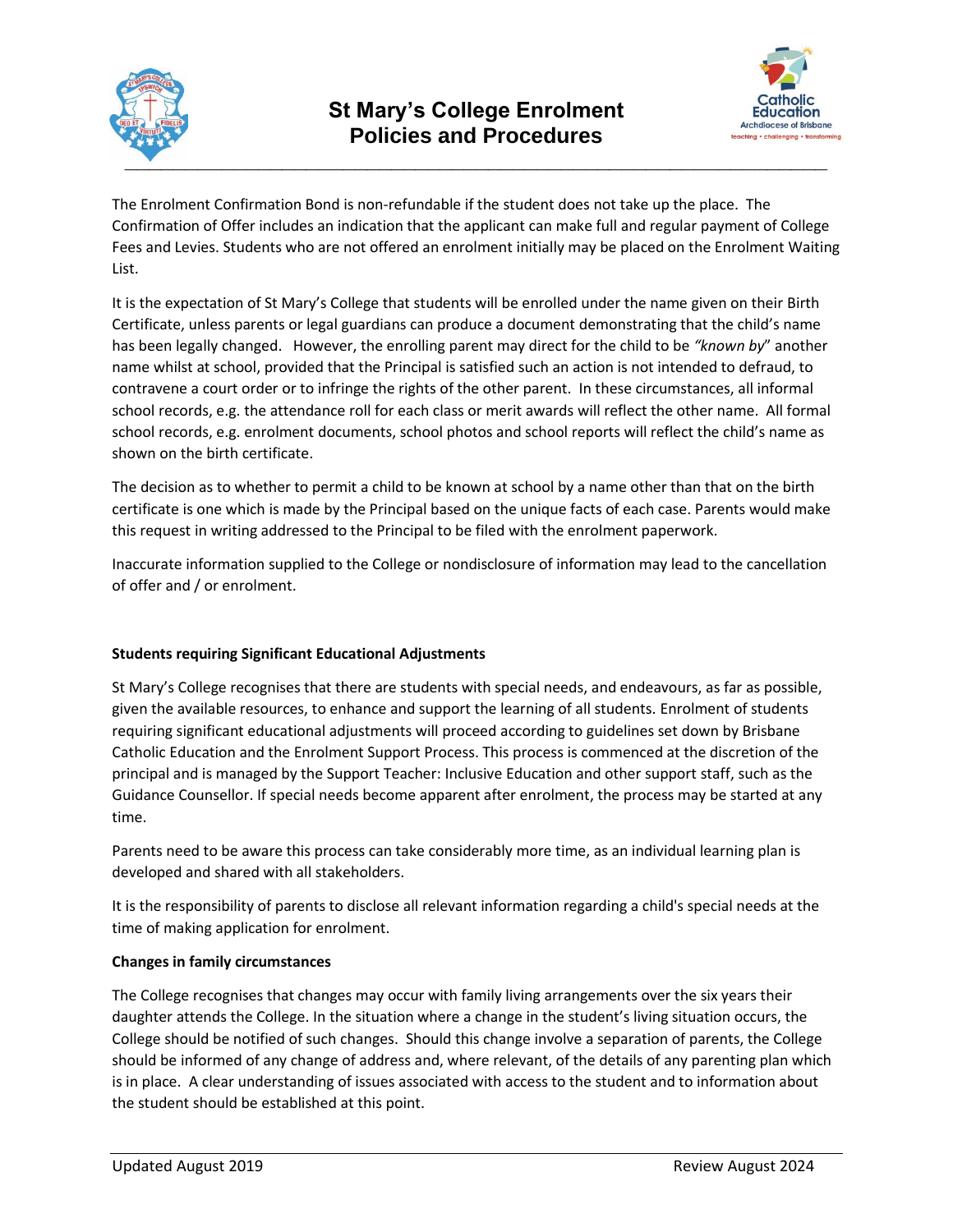The Enrolment Confirmation Bond is non-refundable if the student does not take up the place. The Confirmation of Offer includes an indication that the applicant can make full and regular payment of College Fees and Levies. Students who are not offered an enrolment initially may be placed on the Enrolment Waiting List.

It is the expectation of St Mary's College that students will be enrolled under the name given on their Birth Certificate, unless parents or legal guardians can produce a document demonstrating that the child's name has been legally changed. However, the enrolling parent may direct for the child to be *"known by*" another name whilst at school, provided that the Principal is satisfied such an action is not intended to defraud, to contravene a court order or to infringe the rights of the other parent. In these circumstances, all informal school records, e.g. the attendance roll for each class or merit awards will reflect the other name. All formal school records, e.g. enrolment documents, school photos and school reports will reflect the child's name as shown on the birth certificate.

The decision as to whether to permit a child to be known at school by a name other than that on the birth certificate is one which is made by the Principal based on the unique facts of each case. Parents would make this request in writing addressed to the Principal to be filed with the enrolment paperwork.

Inaccurate information supplied to the College or nondisclosure of information may lead to the cancellation of offer and / or enrolment.

**Students requiring Significant Educational Adjustments**

St Mary's College recognises that there are students with special needs, and endeavours, as far as possible, given the available resources, to enhance and support the learning of all students. Enrolment of students requiring significant educational adjustments will proceed according to guidelines set down by Brisbane Catholic Education and the Enrolment Support Process. This process is commenced at the discretion of the principal and is managed by the Support Teacher: Inclusive Education and other support staff, such as the Guidance Counsellor. If special needs become apparent after enrolment, the process may be started at any time.

Parents need to be aware this process can take considerably more time, as an individual learning plan is developed and shared with all stakeholders.

It is the responsibility of parents to disclose all relevant information regarding a child's special needs at the time of making application for enrolment.

**Changes in family circumstances**

The College recognises that changes may occur with family living arrangements over the six years their daughter attends the College. In the situation where a change in the student's living situation occurs, the College should be notified of such changes. Should this change involve a separation of parents, the College should be informed of any change of address and, where relevant, of the details of any parenting plan which is in place. A clear understanding of issues associated with access to the student and to information about the student should be established at this point.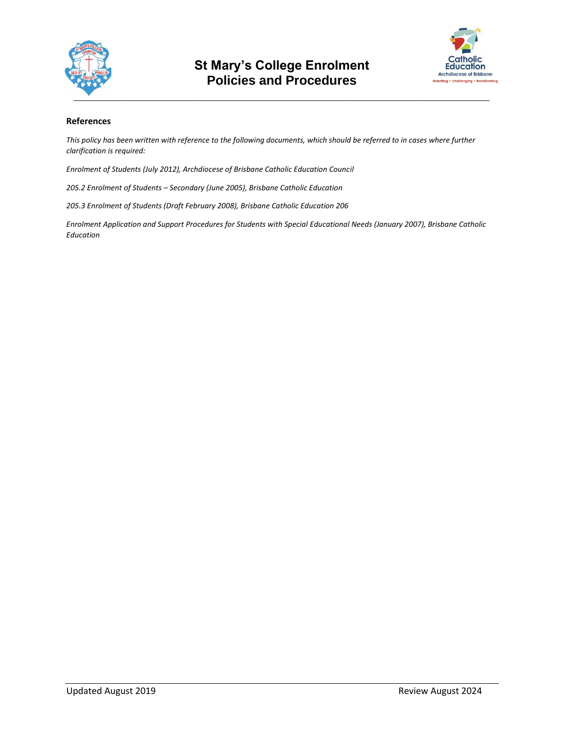**References**

*This policy has been written with reference to the following documents, which should be referred to in cases where further clarification is required:*

*Enrolment of Students (July 2012), Archdiocese of Brisbane Catholic Education Council*

*205.2 Enrolment of Students – Secondary (June 2005), Brisbane Catholic Education*

*205.3 Enrolment of Students (Draft February 2008), Brisbane Catholic Education 206*

*Enrolment Application and Support Procedures for Students with Special Educational Needs (January 2007), Brisbane Catholic Education*